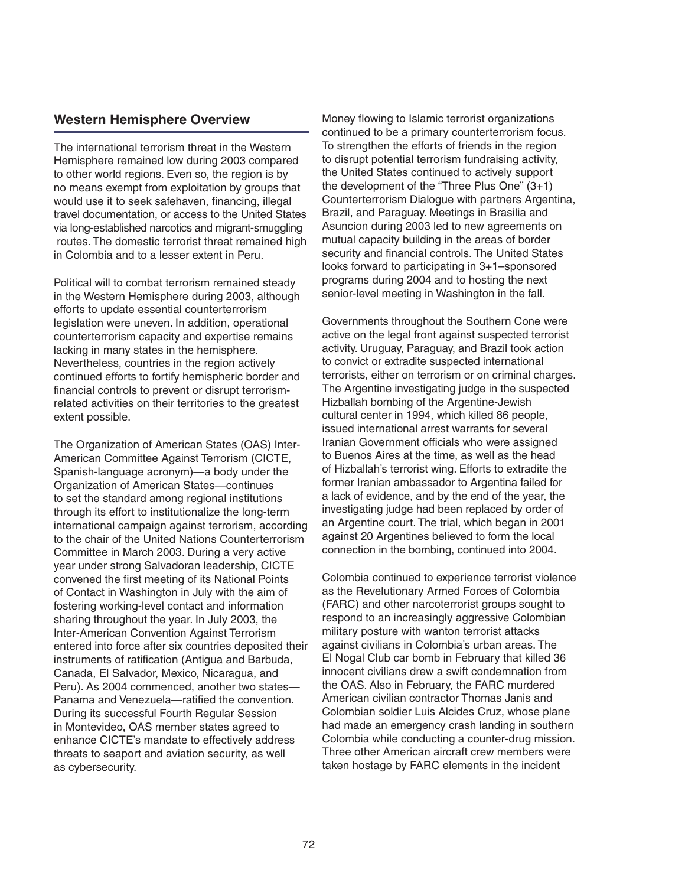## Western Hemisphere Overview

The international terrorism threat in the Western Hemisphere remained low during 2003 compared to other world regions. Even so, the region is by no means exempt from exploitation by groups that would use it to seek safehaven, financing, illegal travel documentation, or access to the United States via long-established narcotics and migrant-smuggling routes. The domestic terrorist threat remained high in Colombia and to a lesser extent in Peru.

Political will to combat terrorism remained steady in the Western Hemisphere during 2003, although efforts to update essential counterterrorism legislation were uneven. In addition, operational counterterrorism capacity and expertise remains lacking in many states in the hemisphere. Nevertheless, countries in the region actively continued efforts to fortify hemispheric border and financial controls to prevent or disrupt terrorism-related activities on their territories to the greatest extent possible.

The Organization of American States (OAS) Inter-American Committee Against Terrorism (CICTE, Spanish-language acronym)—a body under the Organization of American States—continues to set the standard among regional institutions through its effort to institutionalize the long-term international campaign against terrorism, according to the chair of the United Nations Counterterrorism Committee in March 2003. During a very active year under strong Salvadoran leadership, CICTE convened the first meeting of its National Points of Contact in Washington in July with the aim of fostering working-level contact and information sharing throughout the year. In July 2003, the Inter-American Convention Against Terrorism entered into force after six countries deposited their instruments of ratification (Antigua and Barbuda, Canada, El Salvador, Mexico, Nicaragua, and Peru). As 2004 commenced, another two states—Panama and Venezuela—ratified the convention. During its successful Fourth Regular Session in Montevideo, OAS member states agreed to enhance CICTE's mandate to effectively address threats to seaport and aviation security, as well as cybersecurity.

Money flowing to Islamic terrorist organizations continued to be a primary counterterrorism focus. To strengthen the efforts of friends in the region to disrupt potential terrorism fundraising activity, the United States continued to actively support the development of the "Three Plus One" (3+1) Counterterrorism Dialogue with partners Argentina, Brazil, and Paraguay. Meetings in Brasilia and Asuncion during 2003 led to new agreements on mutual capacity building in the areas of border security and financial controls. The United States looks forward to participating in 3+1–sponsored programs during 2004 and to hosting the next senior-level meeting in Washington in the fall.

Governments throughout the Southern Cone were active on the legal front against suspected terrorist activity. Uruguay, Paraguay, and Brazil took action to convict or extradite suspected international terrorists, either on terrorism or on criminal charges. The Argentine investigating judge in the suspected Hizballah bombing of the Argentine-Jewish cultural center in 1994, which killed 86 people, issued international arrest warrants for several Iranian Government officials who were assigned to Buenos Aires at the time, as well as the head of Hizballah's terrorist wing. Efforts to extradite the former Iranian ambassador to Argentina failed for a lack of evidence, and by the end of the year, the investigating judge had been replaced by order of an Argentine court. The trial, which began in 2001 against 20 Argentines believed to form the local connection in the bombing, continued into 2004.

Colombia continued to experience terrorist violence as the Revolutionary Armed Forces of Colombia (FARC) and other narcoterrorist groups sought to respond to an increasingly aggressive Colombian military posture with wanton terrorist attacks against civilians in Colombia's urban areas. The El Nogal Club car bomb in February that killed 36 innocent civilians drew a swift condemnation from the OAS. Also in February, the FARC murdered American civilian contractor Thomas Janis and Colombian soldier Luis Alcides Cruz, whose plane had made an emergency crash landing in southern Colombia while conducting a counter-drug mission. Three other American aircraft crew members were taken hostage by FARC elements in the incident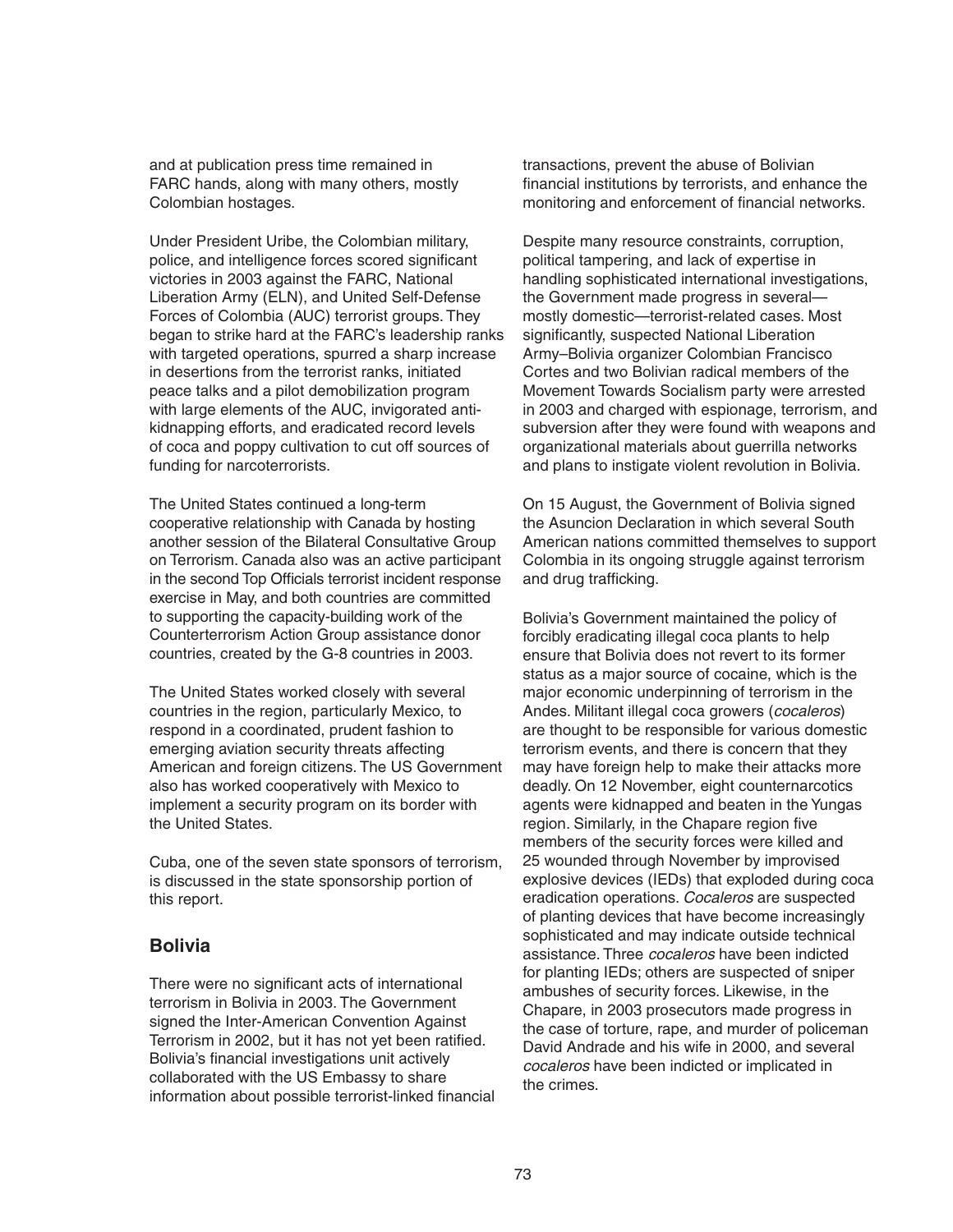and at publication press time remained in FARC hands, along with many others, mostly Colombian hostages.

Under President Uribe, the Colombian military, police, and intelligence forces scored significant victories in 2003 against the FARC, National Liberation Army (ELN), and United Self-Defense Forces of Colombia (AUC) terrorist groups. They began to strike hard at the FARC's leadership ranks with targeted operations, spurred a sharp increase in desertions from the terrorist ranks, initiated peace talks and a pilot demobilization program with large elements of the AUC, invigorated anti-kidnapping efforts, and eradicated record levels of coca and poppy cultivation to cut off sources of funding for narcoterrorists.

The United States continued a long-term cooperative relationship with Canada by hosting another session of the Bilateral Consultative Group on Terrorism. Canada also was an active participant in the second Top Officials terrorist incident response exercise in May, and both countries are committed to supporting the capacity-building work of the Counterterrorism Action Group assistance donor countries, created by the G-8 countries in 2003.

The United States worked closely with several countries in the region, particularly Mexico, to respond in a coordinated, prudent fashion to emerging aviation security threats affecting American and foreign citizens. The US Government also has worked cooperatively with Mexico to implement a security program on its border with the United States.

Cuba, one of the seven state sponsors of terrorism, is discussed in the state sponsorship portion of this report.

## Bolivia

There were no significant acts of international terrorism in Bolivia in 2003. The Government signed the Inter-American Convention Against Terrorism in 2002, but it has not yet been ratified. Bolivia's financial investigations unit actively collaborated with the US Embassy to share information about possible terrorist-linked financial transactions, prevent the abuse of Bolivian financial institutions by terrorists, and enhance the monitoring and enforcement of financial networks.

Despite many resource constraints, corruption, political tampering, and lack of expertise in handling sophisticated international investigations, the Government made progress in several—mostly domestic—terrorist-related cases. Most significantly, suspected National Liberation Army–Bolivia organizer Colombian Francisco Cortes and two Bolivian radical members of the Movement Towards Socialism party were arrested in 2003 and charged with espionage, terrorism, and subversion after they were found with weapons and organizational materials about guerrilla networks and plans to instigate violent revolution in Bolivia.

On 15 August, the Government of Bolivia signed the Asuncion Declaration in which several South American nations committed themselves to support Colombia in its ongoing struggle against terrorism and drug trafficking.

Bolivia's Government maintained the policy of forcibly eradicating illegal coca plants to help ensure that Bolivia does not revert to its former status as a major source of cocaine, which is the major economic underpinning of terrorism in the Andes. Militant illegal coca growers (*cocaleros*) are thought to be responsible for various domestic terrorism events, and there is concern that they may have foreign help to make their attacks more deadly. On 12 November, eight counternarcotics agents were kidnapped and beaten in the Yungas region. Similarly, in the Chapare region five members of the security forces were killed and 25 wounded through November by improvised explosive devices (IEDs) that exploded during coca eradication operations. *Cocaleros* are suspected of planting devices that have become increasingly sophisticated and may indicate outside technical assistance. Three *cocaleros* have been indicted for planting IEDs; others are suspected of sniper ambushes of security forces. Likewise, in the Chapare, in 2003 prosecutors made progress in the case of torture, rape, and murder of policeman David Andrade and his wife in 2000, and several *cocaleros* have been indicted or implicated in the crimes.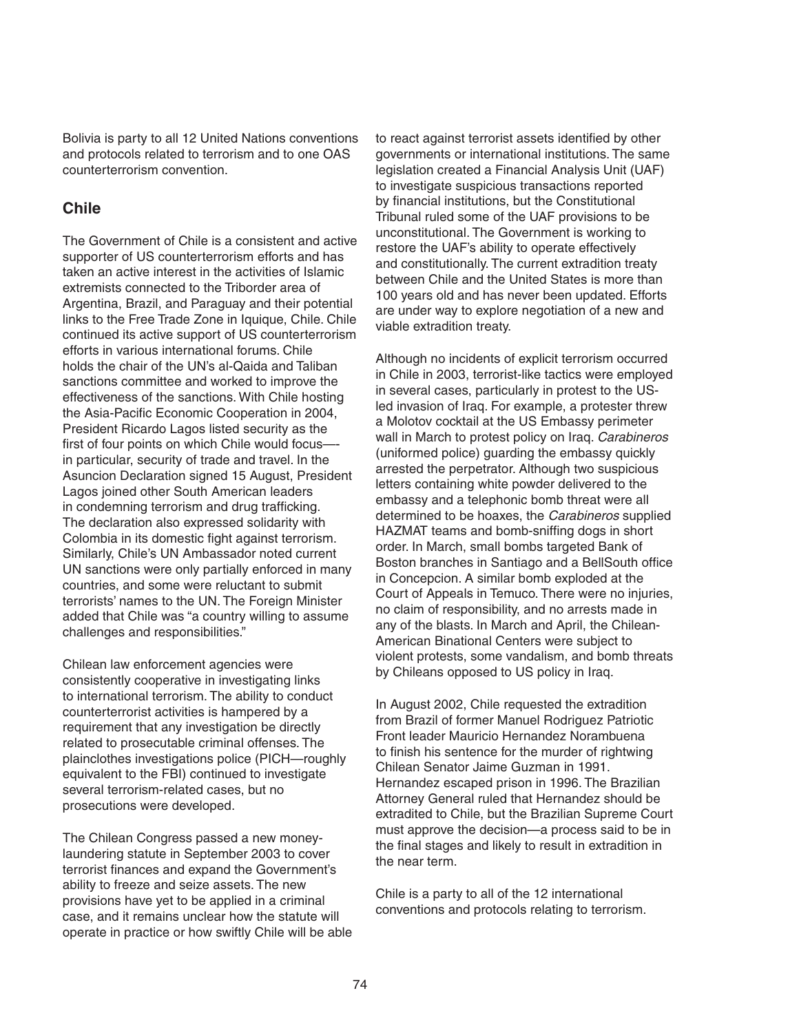Bolivia is party to all 12 United Nations conventions and protocols related to terrorism and to one OAS counterterrorism convention.

## Chile

The Government of Chile is a consistent and active supporter of US counterterrorism efforts and has taken an active interest in the activities of Islamic extremists connected to the Triborder area of Argentina, Brazil, and Paraguay and their potential links to the Free Trade Zone in Iquique, Chile. Chile continued its active support of US counterterrorism efforts in various international forums. Chile holds the chair of the UN's al-Qaida and Taliban sanctions committee and worked to improve the effectiveness of the sanctions. With Chile hosting the Asia-Pacific Economic Cooperation in 2004, President Ricardo Lagos listed security as the first of four points on which Chile would focus—-in particular, security of trade and travel. In the Asuncion Declaration signed 15 August, President Lagos joined other South American leaders in condemning terrorism and drug trafficking. The declaration also expressed solidarity with Colombia in its domestic fight against terrorism. Similarly, Chile's UN Ambassador noted current UN sanctions were only partially enforced in many countries, and some were reluctant to submit terrorists' names to the UN. The Foreign Minister added that Chile was "a country willing to assume challenges and responsibilities."

Chilean law enforcement agencies were consistently cooperative in investigating links to international terrorism. The ability to conduct counterterrorist activities is hampered by a requirement that any investigation be directly related to prosecutable criminal offenses. The plainclothes investigations police (PICH—roughly equivalent to the FBI) continued to investigate several terrorism-related cases, but no prosecutions were developed.

The Chilean Congress passed a new money-laundering statute in September 2003 to cover terrorist finances and expand the Government's ability to freeze and seize assets. The new provisions have yet to be applied in a criminal case, and it remains unclear how the statute will operate in practice or how swiftly Chile will be able to react against terrorist assets identified by other governments or international institutions. The same legislation created a Financial Analysis Unit (UAF) to investigate suspicious transactions reported by financial institutions, but the Constitutional Tribunal ruled some of the UAF provisions to be unconstitutional. The Government is working to restore the UAF's ability to operate effectively and constitutionally. The current extradition treaty between Chile and the United States is more than 100 years old and has never been updated. Efforts are under way to explore negotiation of a new and viable extradition treaty.

Although no incidents of explicit terrorism occurred in Chile in 2003, terrorist-like tactics were employed in several cases, particularly in protest to the US-led invasion of Iraq. For example, a protester threw a Molotov cocktail at the US Embassy perimeter wall in March to protest policy on Iraq. *Carabineros* (uniformed police) guarding the embassy quickly arrested the perpetrator. Although two suspicious letters containing white powder delivered to the embassy and a telephonic bomb threat were all determined to be hoaxes, the *Carabineros* supplied HAZMAT teams and bomb-sniffing dogs in short order. In March, small bombs targeted Bank of Boston branches in Santiago and a BellSouth office in Concepcion. A similar bomb exploded at the Court of Appeals in Temuco. There were no injuries, no claim of responsibility, and no arrests made in any of the blasts. In March and April, the Chilean-American Binational Centers were subject to violent protests, some vandalism, and bomb threats by Chileans opposed to US policy in Iraq.

In August 2002, Chile requested the extradition from Brazil of former Manuel Rodriguez Patriotic Front leader Mauricio Hernandez Norambuena to finish his sentence for the murder of rightwing Chilean Senator Jaime Guzman in 1991. Hernandez escaped prison in 1996. The Brazilian Attorney General ruled that Hernandez should be extradited to Chile, but the Brazilian Supreme Court must approve the decision—a process said to be in the final stages and likely to result in extradition in the near term.

Chile is a party to all of the 12 international conventions and protocols relating to terrorism.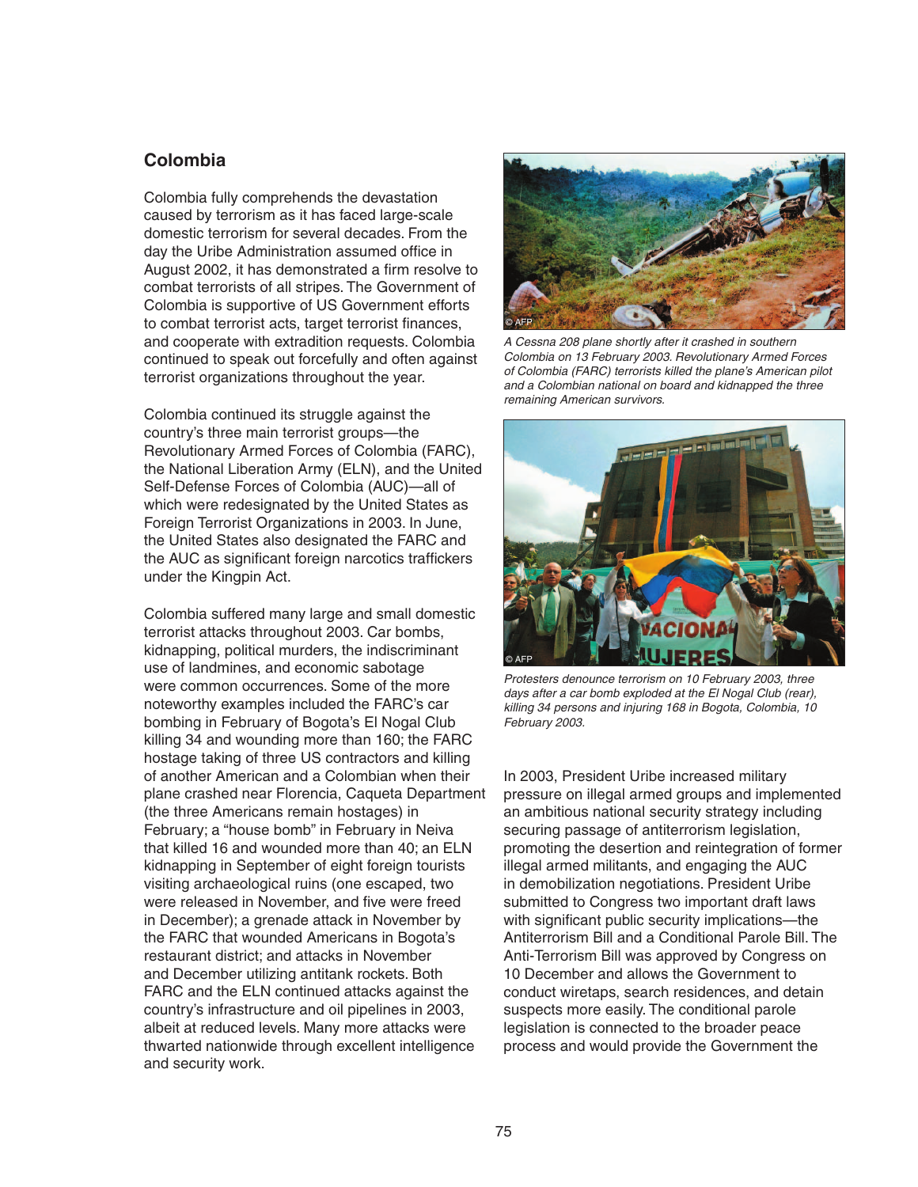## Colombia

Colombia fully comprehends the devastation caused by terrorism as it has faced large-scale domestic terrorism for several decades. From the day the Uribe Administration assumed office in August 2002, it has demonstrated a firm resolve to combat terrorists of all stripes. The Government of Colombia is supportive of US Government efforts to combat terrorist acts, target terrorist finances, and cooperate with extradition requests. Colombia continued to speak out forcefully and often against terrorist organizations throughout the year.

Colombia continued its struggle against the country's three main terrorist groups—the Revolutionary Armed Forces of Colombia (FARC), the National Liberation Army (ELN), and the United Self-Defense Forces of Colombia (AUC)—all of which were redesignated by the United States as Foreign Terrorist Organizations in 2003. In June, the United States also designated the FARC and the AUC as significant foreign narcotics traffickers under the Kingpin Act.

Colombia suffered many large and small domestic terrorist attacks throughout 2003. Car bombs, kidnapping, political murders, the indiscriminant use of landmines, and economic sabotage were common occurrences. Some of the more noteworthy examples included the FARC's car bombing in February of Bogota's El Nogal Club killing 34 and wounding more than 160; the FARC hostage taking of three US contractors and killing of another American and a Colombian when their plane crashed near Florencia, Caqueta Department (the three Americans remain hostages) in February; a "house bomb" in February in Neiva that killed 16 and wounded more than 40; an ELN kidnapping in September of eight foreign tourists visiting archaeological ruins (one escaped, two were released in November, and five were freed in December); a grenade attack in November by the FARC that wounded Americans in Bogota's restaurant district; and attacks in November and December utilizing antitank rockets. Both FARC and the ELN continued attacks against the country's infrastructure and oil pipelines in 2003, albeit at reduced levels. Many more attacks were thwarted nationwide through excellent intelligence and security work.

*A Cessna 208 plane shortly after it crashed in southern Colombia on 13 February 2003. Revolutionary Armed Forces of Colombia (FARC) terrorists killed the plane's American pilot and a Colombian national on board and kidnapped the three remaining American survivors.*

*Protesters denounce terrorism on 10 February 2003, three days after a car bomb exploded at the El Nogal Club (rear), killing 34 persons and injuring 168 in Bogota, Colombia, 10 February 2003.*

In 2003, President Uribe increased military pressure on illegal armed groups and implemented an ambitious national security strategy including securing passage of antiterrorism legislation, promoting the desertion and reintegration of former illegal armed militants, and engaging the AUC in demobilization negotiations. President Uribe submitted to Congress two important draft laws with significant public security implications—the Antiterrorism Bill and a Conditional Parole Bill. The Anti-Terrorism Bill was approved by Congress on 10 December and allows the Government to conduct wiretaps, search residences, and detain suspects more easily. The conditional parole legislation is connected to the broader peace process and would provide the Government the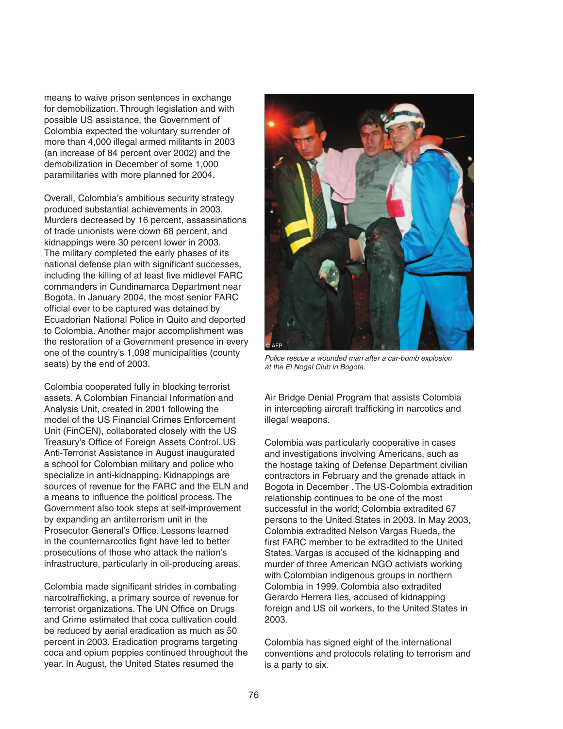means to waive prison sentences in exchange for demobilization. Through legislation and with possible US assistance, the Government of Colombia expected the voluntary surrender of more than 4,000 illegal armed militants in 2003 (an increase of 84 percent over 2002) and the demobilization in December of some 1,000 paramilitaries with more planned for 2004.

Overall, Colombia's ambitious security strategy produced substantial achievements in 2003. Murders decreased by 16 percent, assassinations of trade unionists were down 68 percent, and kidnappings were 30 percent lower in 2003. The military completed the early phases of its national defense plan with significant successes, including the killing of at least five midlevel FARC commanders in Cundinamarca Department near Bogota. In January 2004, the most senior FARC official ever to be captured was detained by Ecuadorian National Police in Quito and deported to Colombia. Another major accomplishment was the restoration of a Government presence in every one of the country's 1,098 municipalities (county seats) by the end of 2003.

Colombia cooperated fully in blocking terrorist assets. A Colombian Financial Information and Analysis Unit, created in 2001 following the model of the US Financial Crimes Enforcement Unit (FinCEN), collaborated closely with the US Treasury's Office of Foreign Assets Control. US Anti-Terrorist Assistance in August inaugurated a school for Colombian military and police who specialize in anti-kidnapping. Kidnappings are sources of revenue for the FARC and the ELN and a means to influence the political process. The Government also took steps at self-improvement by expanding an antiterrorism unit in the Prosecutor General's Office. Lessons learned in the counternarcotics fight have led to better prosecutions of those who attack the nation's infrastructure, particularly in oil-producing areas.

Colombia made significant strides in combating narcotrafficking, a primary source of revenue for terrorist organizations. The UN Office on Drugs and Crime estimated that coca cultivation could be reduced by aerial eradication as much as 50 percent in 2003. Eradication programs targeting coca and opium poppies continued throughout the year. In August, the United States resumed the Air Bridge Denial Program that assists Colombia in intercepting aircraft trafficking in narcotics and illegal weapons.

*Police rescue a wounded man after a car-bomb explosion at the El Nogal Club in Bogota.*

Colombia was particularly cooperative in cases and investigations involving Americans, such as the hostage taking of Defense Department civilian contractors in February and the grenade attack in Bogota in December . The US-Colombia extradition relationship continues to be one of the most successful in the world; Colombia extradited 67 persons to the United States in 2003. In May 2003, Colombia extradited Nelson Vargas Rueda, the first FARC member to be extradited to the United States. Vargas is accused of the kidnapping and murder of three American NGO activists working with Colombian indigenous groups in northern Colombia in 1999. Colombia also extradited Gerardo Herrera Iles, accused of kidnapping foreign and US oil workers, to the United States in 2003.

Colombia has signed eight of the international conventions and protocols relating to terrorism and is a party to six.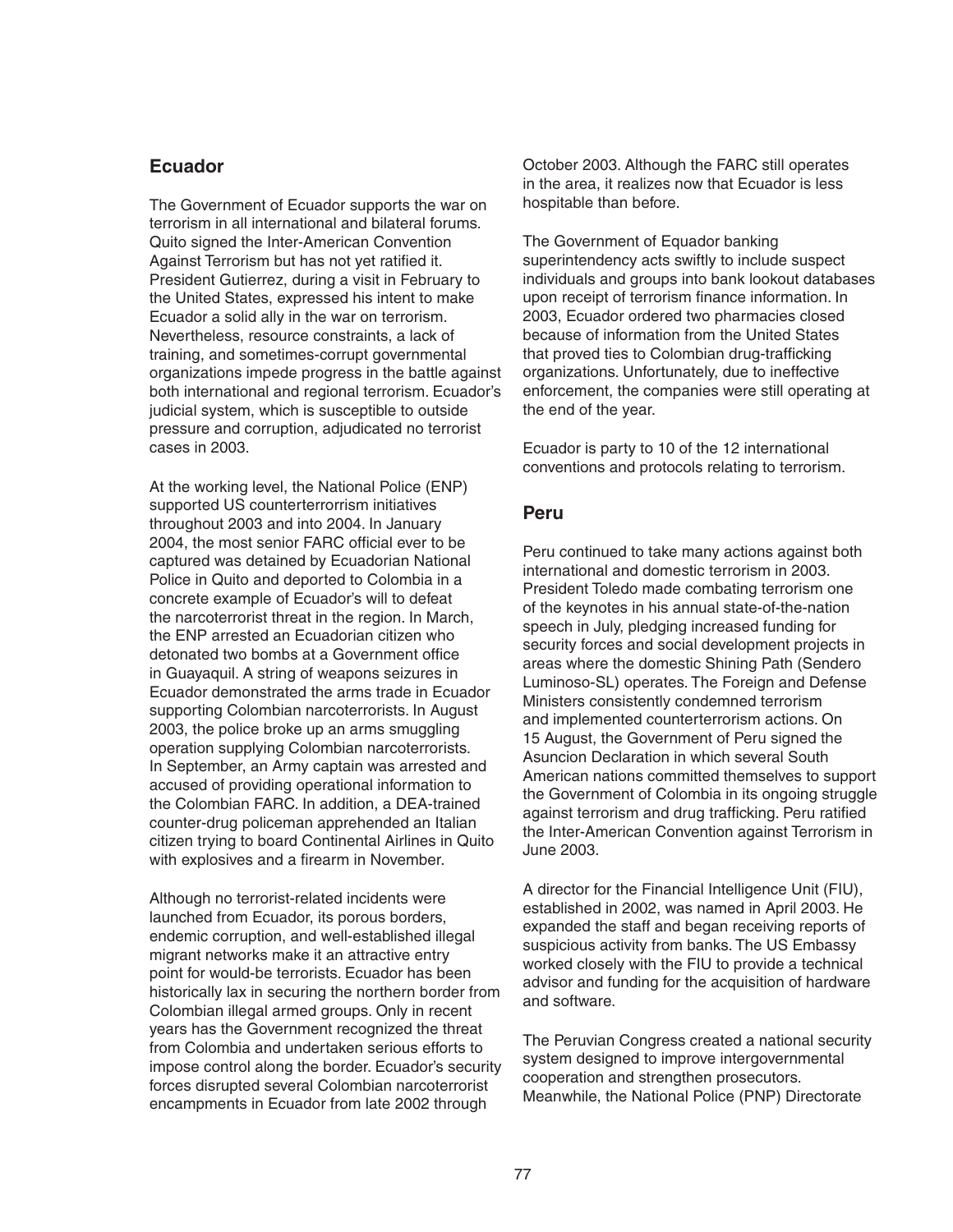## Ecuador

The Government of Ecuador supports the war on terrorism in all international and bilateral forums. Quito signed the Inter-American Convention Against Terrorism but has not yet ratified it. President Gutierrez, during a visit in February to the United States, expressed his intent to make Ecuador a solid ally in the war on terrorism. Nevertheless, resource constraints, a lack of training, and sometimes-corrupt governmental organizations impede progress in the battle against both international and regional terrorism. Ecuador's judicial system, which is susceptible to outside pressure and corruption, adjudicated no terrorist cases in 2003.

At the working level, the National Police (ENP) supported US counterterrorrism initiatives throughout 2003 and into 2004. In January 2004, the most senior FARC official ever to be captured was detained by Ecuadorian National Police in Quito and deported to Colombia in a concrete example of Ecuador's will to defeat the narcoterrorist threat in the region. In March, the ENP arrested an Ecuadorian citizen who detonated two bombs at a Government office in Guayaquil. A string of weapons seizures in Ecuador demonstrated the arms trade in Ecuador supporting Colombian narcoterrorists. In August 2003, the police broke up an arms smuggling operation supplying Colombian narcoterrorists. In September, an Army captain was arrested and accused of providing operational information to the Colombian FARC. In addition, a DEA-trained counter-drug policeman apprehended an Italian citizen trying to board Continental Airlines in Quito with explosives and a firearm in November.

Although no terrorist-related incidents were launched from Ecuador, its porous borders, endemic corruption, and well-established illegal migrant networks make it an attractive entry point for would-be terrorists. Ecuador has been historically lax in securing the northern border from Colombian illegal armed groups. Only in recent years has the Government recognized the threat from Colombia and undertaken serious efforts to impose control along the border. Ecuador's security forces disrupted several Colombian narcoterrorist encampments in Ecuador from late 2002 through October 2003. Although the FARC still operates in the area, it realizes now that Ecuador is less hospitable than before.

The Government of Equador banking superintendency acts swiftly to include suspect individuals and groups into bank lookout databases upon receipt of terrorism finance information. In 2003, Ecuador ordered two pharmacies closed because of information from the United States that proved ties to Colombian drug-trafficking organizations. Unfortunately, due to ineffective enforcement, the companies were still operating at the end of the year.

Ecuador is party to 10 of the 12 international conventions and protocols relating to terrorism.

## Peru

Peru continued to take many actions against both international and domestic terrorism in 2003. President Toledo made combating terrorism one of the keynotes in his annual state-of-the-nation speech in July, pledging increased funding for security forces and social development projects in areas where the domestic Shining Path (Sendero Luminoso-SL) operates. The Foreign and Defense Ministers consistently condemned terrorism and implemented counterterrorism actions. On 15 August, the Government of Peru signed the Asuncion Declaration in which several South American nations committed themselves to support the Government of Colombia in its ongoing struggle against terrorism and drug trafficking. Peru ratified the Inter-American Convention against Terrorism in June 2003.

A director for the Financial Intelligence Unit (FIU), established in 2002, was named in April 2003. He expanded the staff and began receiving reports of suspicious activity from banks. The US Embassy worked closely with the FIU to provide a technical advisor and funding for the acquisition of hardware and software.

The Peruvian Congress created a national security system designed to improve intergovernmental cooperation and strengthen prosecutors. Meanwhile, the National Police (PNP) Directorate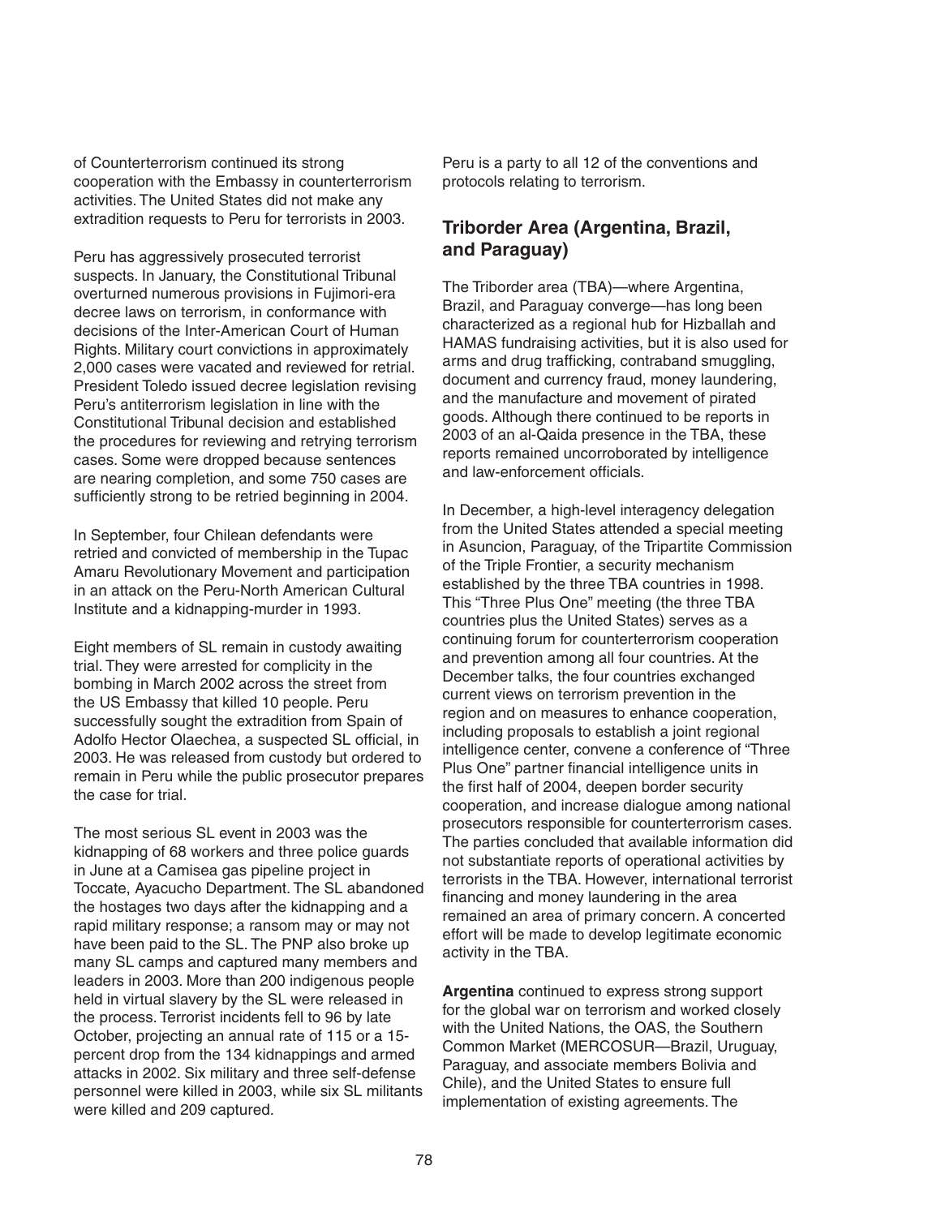of Counterterrorism continued its strong cooperation with the Embassy in counterterrorism activities. The United States did not make any extradition requests to Peru for terrorists in 2003.

Peru has aggressively prosecuted terrorist suspects. In January, the Constitutional Tribunal overturned numerous provisions in Fujimori-era decree laws on terrorism, in conformance with decisions of the Inter-American Court of Human Rights. Military court convictions in approximately 2,000 cases were vacated and reviewed for retrial. President Toledo issued decree legislation revising Peru's antiterrorism legislation in line with the Constitutional Tribunal decision and established the procedures for reviewing and retrying terrorism cases. Some were dropped because sentences are nearing completion, and some 750 cases are sufficiently strong to be retried beginning in 2004.

In September, four Chilean defendants were retried and convicted of membership in the Tupac Amaru Revolutionary Movement and participation in an attack on the Peru-North American Cultural Institute and a kidnapping-murder in 1993.

Eight members of SL remain in custody awaiting trial. They were arrested for complicity in the bombing in March 2002 across the street from the US Embassy that killed 10 people. Peru successfully sought the extradition from Spain of Adolfo Hector Olaechea, a suspected SL official, in 2003. He was released from custody but ordered to remain in Peru while the public prosecutor prepares the case for trial.

The most serious SL event in 2003 was the kidnapping of 68 workers and three police guards in June at a Camisea gas pipeline project in Toccate, Ayacucho Department. The SL abandoned the hostages two days after the kidnapping and a rapid military response; a ransom may or may not have been paid to the SL. The PNP also broke up many SL camps and captured many members and leaders in 2003. More than 200 indigenous people held in virtual slavery by the SL were released in the process. Terrorist incidents fell to 96 by late October, projecting an annual rate of 115 or a 15-percent drop from the 134 kidnappings and armed attacks in 2002. Six military and three self-defense personnel were killed in 2003, while six SL militants were killed and 209 captured.

Peru is a party to all 12 of the conventions and protocols relating to terrorism.

## Triborder Area (Argentina, Brazil, and Paraguay)

The Triborder area (TBA)—where Argentina, Brazil, and Paraguay converge—has long been characterized as a regional hub for Hizballah and HAMAS fundraising activities, but it is also used for arms and drug trafficking, contraband smuggling, document and currency fraud, money laundering, and the manufacture and movement of pirated goods. Although there continued to be reports in 2003 of an al-Qaida presence in the TBA, these reports remained uncorroborated by intelligence and law-enforcement officials.

In December, a high-level interagency delegation from the United States attended a special meeting in Asuncion, Paraguay, of the Tripartite Commission of the Triple Frontier, a security mechanism established by the three TBA countries in 1998. This "Three Plus One" meeting (the three TBA countries plus the United States) serves as a continuing forum for counterterrorism cooperation and prevention among all four countries. At the December talks, the four countries exchanged current views on terrorism prevention in the region and on measures to enhance cooperation, including proposals to establish a joint regional intelligence center, convene a conference of "Three Plus One" partner financial intelligence units in the first half of 2004, deepen border security cooperation, and increase dialogue among national prosecutors responsible for counterterrorism cases. The parties concluded that available information did not substantiate reports of operational activities by terrorists in the TBA. However, international terrorist financing and money laundering in the area remained an area of primary concern. A concerted effort will be made to develop legitimate economic activity in the TBA.

**Argentina** continued to express strong support for the global war on terrorism and worked closely with the United Nations, the OAS, the Southern Common Market (MERCOSUR—Brazil, Uruguay, Paraguay, and associate members Bolivia and Chile), and the United States to ensure full implementation of existing agreements. The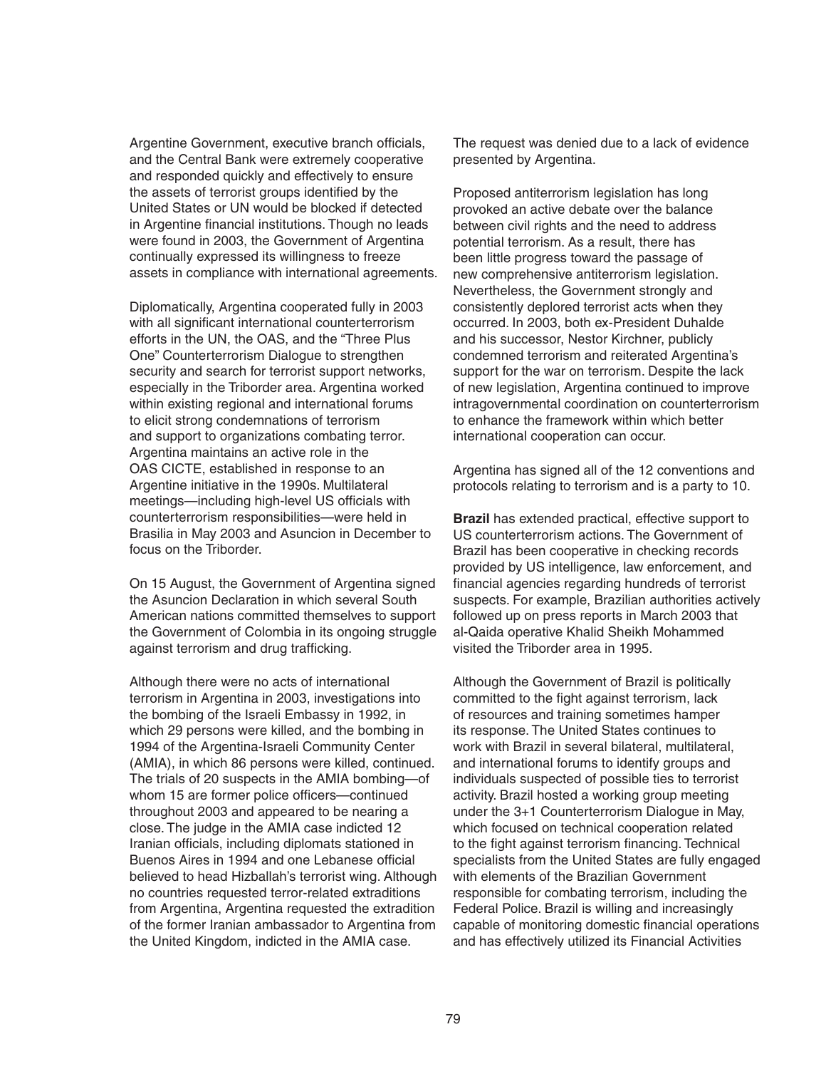Argentine Government, executive branch officials, and the Central Bank were extremely cooperative and responded quickly and effectively to ensure the assets of terrorist groups identified by the United States or UN would be blocked if detected in Argentine financial institutions. Though no leads were found in 2003, the Government of Argentina continually expressed its willingness to freeze assets in compliance with international agreements.

Diplomatically, Argentina cooperated fully in 2003 with all significant international counterterrorism efforts in the UN, the OAS, and the "Three Plus One" Counterterrorism Dialogue to strengthen security and search for terrorist support networks, especially in the Triborder area. Argentina worked within existing regional and international forums to elicit strong condemnations of terrorism and support to organizations combating terror. Argentina maintains an active role in the OAS CICTE, established in response to an Argentine initiative in the 1990s. Multilateral meetings—including high-level US officials with counterterrorism responsibilities—were held in Brasilia in May 2003 and Asuncion in December to focus on the Triborder.

On 15 August, the Government of Argentina signed the Asuncion Declaration in which several South American nations committed themselves to support the Government of Colombia in its ongoing struggle against terrorism and drug trafficking.

Although there were no acts of international terrorism in Argentina in 2003, investigations into the bombing of the Israeli Embassy in 1992, in which 29 persons were killed, and the bombing in 1994 of the Argentina-Israeli Community Center (AMIA), in which 86 persons were killed, continued. The trials of 20 suspects in the AMIA bombing—of whom 15 are former police officers—continued throughout 2003 and appeared to be nearing a close. The judge in the AMIA case indicted 12 Iranian officials, including diplomats stationed in Buenos Aires in 1994 and one Lebanese official believed to head Hizballah's terrorist wing. Although no countries requested terror-related extraditions from Argentina, Argentina requested the extradition of the former Iranian ambassador to Argentina from the United Kingdom, indicted in the AMIA case. The request was denied due to a lack of evidence presented by Argentina.

Proposed antiterrorism legislation has long provoked an active debate over the balance between civil rights and the need to address potential terrorism. As a result, there has been little progress toward the passage of new comprehensive antiterrorism legislation. Nevertheless, the Government strongly and consistently deplored terrorist acts when they occurred. In 2003, both ex-President Duhalde and his successor, Nestor Kirchner, publicly condemned terrorism and reiterated Argentina's support for the war on terrorism. Despite the lack of new legislation, Argentina continued to improve intragovernmental coordination on counterterrorism to enhance the framework within which better international cooperation can occur.

Argentina has signed all of the 12 conventions and protocols relating to terrorism and is a party to 10.

**Brazil** has extended practical, effective support to US counterterrorism actions. The Government of Brazil has been cooperative in checking records provided by US intelligence, law enforcement, and financial agencies regarding hundreds of terrorist suspects. For example, Brazilian authorities actively followed up on press reports in March 2003 that al-Qaida operative Khalid Sheikh Mohammed visited the Triborder area in 1995.

Although the Government of Brazil is politically committed to the fight against terrorism, lack of resources and training sometimes hamper its response. The United States continues to work with Brazil in several bilateral, multilateral, and international forums to identify groups and individuals suspected of possible ties to terrorist activity. Brazil hosted a working group meeting under the 3+1 Counterterrorism Dialogue in May, which focused on technical cooperation related to the fight against terrorism financing. Technical specialists from the United States are fully engaged with elements of the Brazilian Government responsible for combating terrorism, including the Federal Police. Brazil is willing and increasingly capable of monitoring domestic financial operations and has effectively utilized its Financial Activities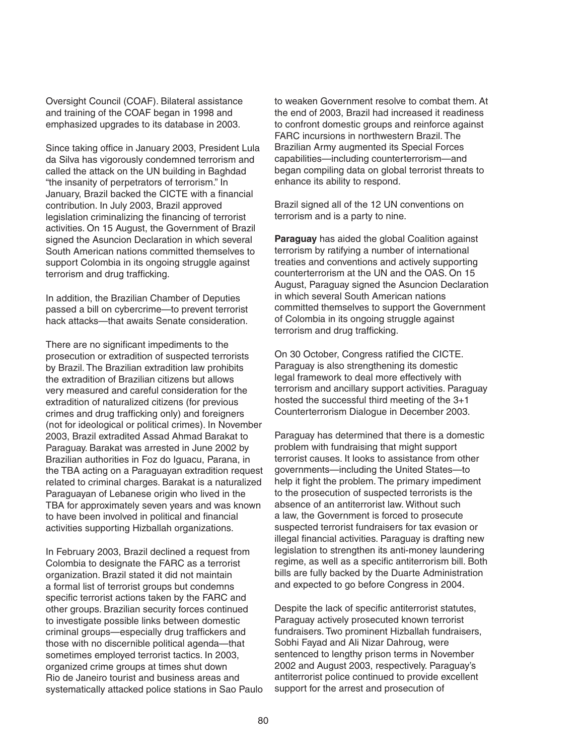Oversight Council (COAF). Bilateral assistance and training of the COAF began in 1998 and emphasized upgrades to its database in 2003.

Since taking office in January 2003, President Lula da Silva has vigorously condemned terrorism and called the attack on the UN building in Baghdad "the insanity of perpetrators of terrorism." In January, Brazil backed the CICTE with a financial contribution. In July 2003, Brazil approved legislation criminalizing the financing of terrorist activities. On 15 August, the Government of Brazil signed the Asuncion Declaration in which several South American nations committed themselves to support Colombia in its ongoing struggle against terrorism and drug trafficking.

In addition, the Brazilian Chamber of Deputies passed a bill on cybercrime—to prevent terrorist hack attacks—that awaits Senate consideration.

There are no significant impediments to the prosecution or extradition of suspected terrorists by Brazil. The Brazilian extradition law prohibits the extradition of Brazilian citizens but allows very measured and careful consideration for the extradition of naturalized citizens (for previous crimes and drug trafficking only) and foreigners (not for ideological or political crimes). In November 2003, Brazil extradited Assad Ahmad Barakat to Paraguay. Barakat was arrested in June 2002 by Brazilian authorities in Foz do Iguacu, Parana, in the TBA acting on a Paraguayan extradition request related to criminal charges. Barakat is a naturalized Paraguayan of Lebanese origin who lived in the TBA for approximately seven years and was known to have been involved in political and financial activities supporting Hizballah organizations.

In February 2003, Brazil declined a request from Colombia to designate the FARC as a terrorist organization. Brazil stated it did not maintain a formal list of terrorist groups but condemns specific terrorist actions taken by the FARC and other groups. Brazilian security forces continued to investigate possible links between domestic criminal groups—especially drug traffickers and those with no discernible political agenda—that sometimes employed terrorist tactics. In 2003, organized crime groups at times shut down Rio de Janeiro tourist and business areas and systematically attacked police stations in Sao Paulo to weaken Government resolve to combat them. At the end of 2003, Brazil had increased it readiness to confront domestic groups and reinforce against FARC incursions in northwestern Brazil. The Brazilian Army augmented its Special Forces capabilities—including counterterrorism—and began compiling data on global terrorist threats to enhance its ability to respond.

Brazil signed all of the 12 UN conventions on terrorism and is a party to nine.

**Paraguay** has aided the global Coalition against terrorism by ratifying a number of international treaties and conventions and actively supporting counterterrorism at the UN and the OAS. On 15 August, Paraguay signed the Asuncion Declaration in which several South American nations committed themselves to support the Government of Colombia in its ongoing struggle against terrorism and drug trafficking.

On 30 October, Congress ratified the CICTE. Paraguay is also strengthening its domestic legal framework to deal more effectively with terrorism and ancillary support activities. Paraguay hosted the successful third meeting of the 3+1 Counterterrorism Dialogue in December 2003.

Paraguay has determined that there is a domestic problem with fundraising that might support terrorist causes. It looks to assistance from other governments—including the United States—to help it fight the problem. The primary impediment to the prosecution of suspected terrorists is the absence of an antiterrorist law. Without such a law, the Government is forced to prosecute suspected terrorist fundraisers for tax evasion or illegal financial activities. Paraguay is drafting new legislation to strengthen its anti-money laundering regime, as well as a specific antiterrorism bill. Both bills are fully backed by the Duarte Administration and expected to go before Congress in 2004.

Despite the lack of specific antiterrorist statutes, Paraguay actively prosecuted known terrorist fundraisers. Two prominent Hizballah fundraisers, Sobhi Fayad and Ali Nizar Dahroug, were sentenced to lengthy prison terms in November 2002 and August 2003, respectively. Paraguay's antiterrorist police continued to provide excellent support for the arrest and prosecution of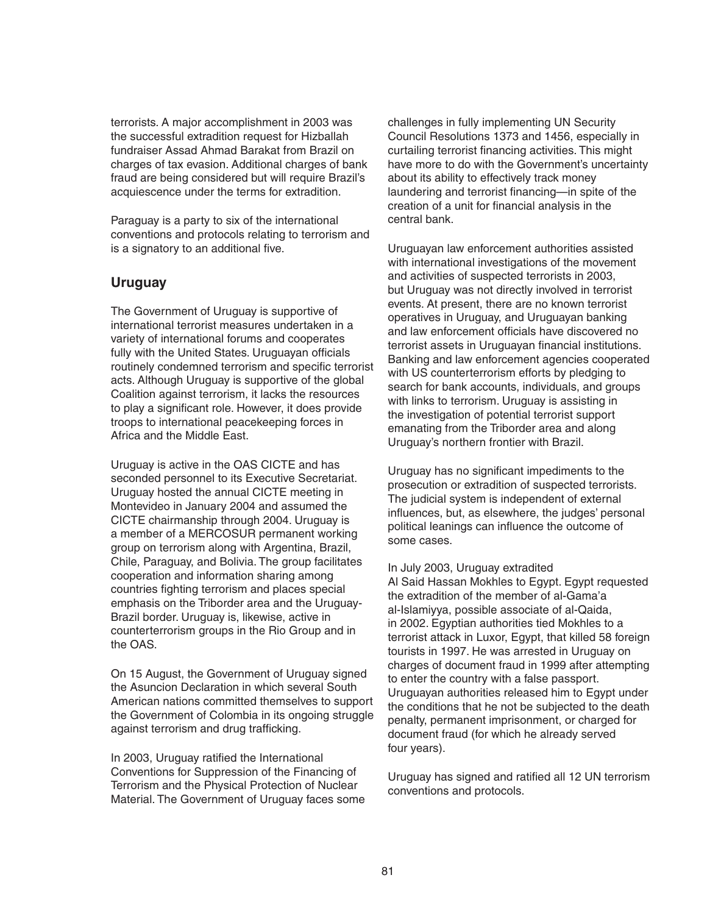terrorists. A major accomplishment in 2003 was the successful extradition request for Hizballah fundraiser Assad Ahmad Barakat from Brazil on charges of tax evasion. Additional charges of bank fraud are being considered but will require Brazil's acquiescence under the terms for extradition.

Paraguay is a party to six of the international conventions and protocols relating to terrorism and is a signatory to an additional five.

## Uruguay

The Government of Uruguay is supportive of international terrorist measures undertaken in a variety of international forums and cooperates fully with the United States. Uruguayan officials routinely condemned terrorism and specific terrorist acts. Although Uruguay is supportive of the global Coalition against terrorism, it lacks the resources to play a significant role. However, it does provide troops to international peacekeeping forces in Africa and the Middle East.

Uruguay is active in the OAS CICTE and has seconded personnel to its Executive Secretariat. Uruguay hosted the annual CICTE meeting in Montevideo in January 2004 and assumed the CICTE chairmanship through 2004. Uruguay is a member of a MERCOSUR permanent working group on terrorism along with Argentina, Brazil, Chile, Paraguay, and Bolivia. The group facilitates cooperation and information sharing among countries fighting terrorism and places special emphasis on the Triborder area and the Uruguay-Brazil border. Uruguay is, likewise, active in counterterrorism groups in the Rio Group and in the OAS.

On 15 August, the Government of Uruguay signed the Asuncion Declaration in which several South American nations committed themselves to support the Government of Colombia in its ongoing struggle against terrorism and drug trafficking.

In 2003, Uruguay ratified the International Conventions for Suppression of the Financing of Terrorism and the Physical Protection of Nuclear Material. The Government of Uruguay faces some challenges in fully implementing UN Security Council Resolutions 1373 and 1456, especially in curtailing terrorist financing activities. This might have more to do with the Government's uncertainty about its ability to effectively track money laundering and terrorist financing—in spite of the creation of a unit for financial analysis in the central bank.

Uruguayan law enforcement authorities assisted with international investigations of the movement and activities of suspected terrorists in 2003, but Uruguay was not directly involved in terrorist events. At present, there are no known terrorist operatives in Uruguay, and Uruguayan banking and law enforcement officials have discovered no terrorist assets in Uruguayan financial institutions. Banking and law enforcement agencies cooperated with US counterterrorism efforts by pledging to search for bank accounts, individuals, and groups with links to terrorism. Uruguay is assisting in the investigation of potential terrorist support emanating from the Triborder area and along Uruguay's northern frontier with Brazil.

Uruguay has no significant impediments to the prosecution or extradition of suspected terrorists. The judicial system is independent of external influences, but, as elsewhere, the judges' personal political leanings can influence the outcome of some cases.

In July 2003, Uruguay extradited Al Said Hassan Mokhles to Egypt. Egypt requested the extradition of the member of al-Gama'a al-Islamiyya, possible associate of al-Qaida, in 2002. Egyptian authorities tied Mokhles to a terrorist attack in Luxor, Egypt, that killed 58 foreign tourists in 1997. He was arrested in Uruguay on charges of document fraud in 1999 after attempting to enter the country with a false passport. Uruguayan authorities released him to Egypt under the conditions that he not be subjected to the death penalty, permanent imprisonment, or charged for document fraud (for which he already served four years).

Uruguay has signed and ratified all 12 UN terrorism conventions and protocols.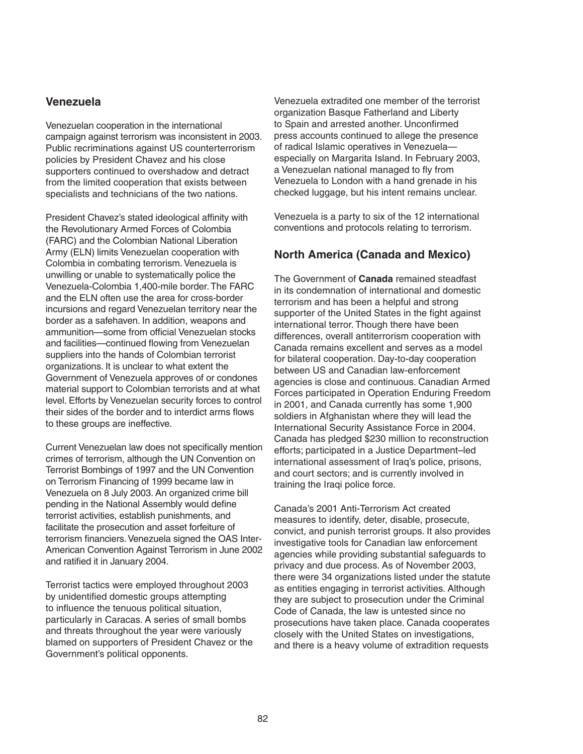## Venezuela

Venezuelan cooperation in the international campaign against terrorism was inconsistent in 2003. Public recriminations against US counterterrorism policies by President Chavez and his close supporters continued to overshadow and detract from the limited cooperation that exists between specialists and technicians of the two nations.

President Chavez's stated ideological affinity with the Revolutionary Armed Forces of Colombia (FARC) and the Colombian National Liberation Army (ELN) limits Venezuelan cooperation with Colombia in combating terrorism. Venezuela is unwilling or unable to systematically police the Venezuela-Colombia 1,400-mile border. The FARC and the ELN often use the area for cross-border incursions and regard Venezuelan territory near the border as a safehaven. In addition, weapons and ammunition—some from official Venezuelan stocks and facilities—continued flowing from Venezuelan suppliers into the hands of Colombian terrorist organizations. It is unclear to what extent the Government of Venezuela approves of or condones material support to Colombian terrorists and at what level. Efforts by Venezuelan security forces to control their sides of the border and to interdict arms flows to these groups are ineffective.

Current Venezuelan law does not specifically mention crimes of terrorism, although the UN Convention on Terrorist Bombings of 1997 and the UN Convention on Terrorism Financing of 1999 became law in Venezuela on 8 July 2003. An organized crime bill pending in the National Assembly would define terrorist activities, establish punishments, and facilitate the prosecution and asset forfeiture of terrorism financiers. Venezuela signed the OAS Inter-American Convention Against Terrorism in June 2002 and ratified it in January 2004.

Terrorist tactics were employed throughout 2003 by unidentified domestic groups attempting to influence the tenuous political situation, particularly in Caracas. A series of small bombs and threats throughout the year were variously blamed on supporters of President Chavez or the Government's political opponents.

Venezuela extradited one member of the terrorist organization Basque Fatherland and Liberty to Spain and arrested another. Unconfirmed press accounts continued to allege the presence of radical Islamic operatives in Venezuela—especially on Margarita Island. In February 2003, a Venezuelan national managed to fly from Venezuela to London with a hand grenade in his checked luggage, but his intent remains unclear.

Venezuela is a party to six of the 12 international conventions and protocols relating to terrorism.

## North America (Canada and Mexico)

The Government of **Canada** remained steadfast in its condemnation of international and domestic terrorism and has been a helpful and strong supporter of the United States in the fight against international terror. Though there have been differences, overall antiterrorism cooperation with Canada remains excellent and serves as a model for bilateral cooperation. Day-to-day cooperation between US and Canadian law-enforcement agencies is close and continuous. Canadian Armed Forces participated in Operation Enduring Freedom in 2001, and Canada currently has some 1,900 soldiers in Afghanistan where they will lead the International Security Assistance Force in 2004. Canada has pledged $230 million to reconstruction efforts; participated in a Justice Department–led international assessment of Iraq's police, prisons, and court sectors; and is currently involved in training the Iraqi police force.

Canada's 2001 Anti-Terrorism Act created measures to identify, deter, disable, prosecute, convict, and punish terrorist groups. It also provides investigative tools for Canadian law enforcement agencies while providing substantial safeguards to privacy and due process. As of November 2003, there were 34 organizations listed under the statute as entities engaging in terrorist activities. Although they are subject to prosecution under the Criminal Code of Canada, the law is untested since no prosecutions have taken place. Canada cooperates closely with the United States on investigations, and there is a heavy volume of extradition requests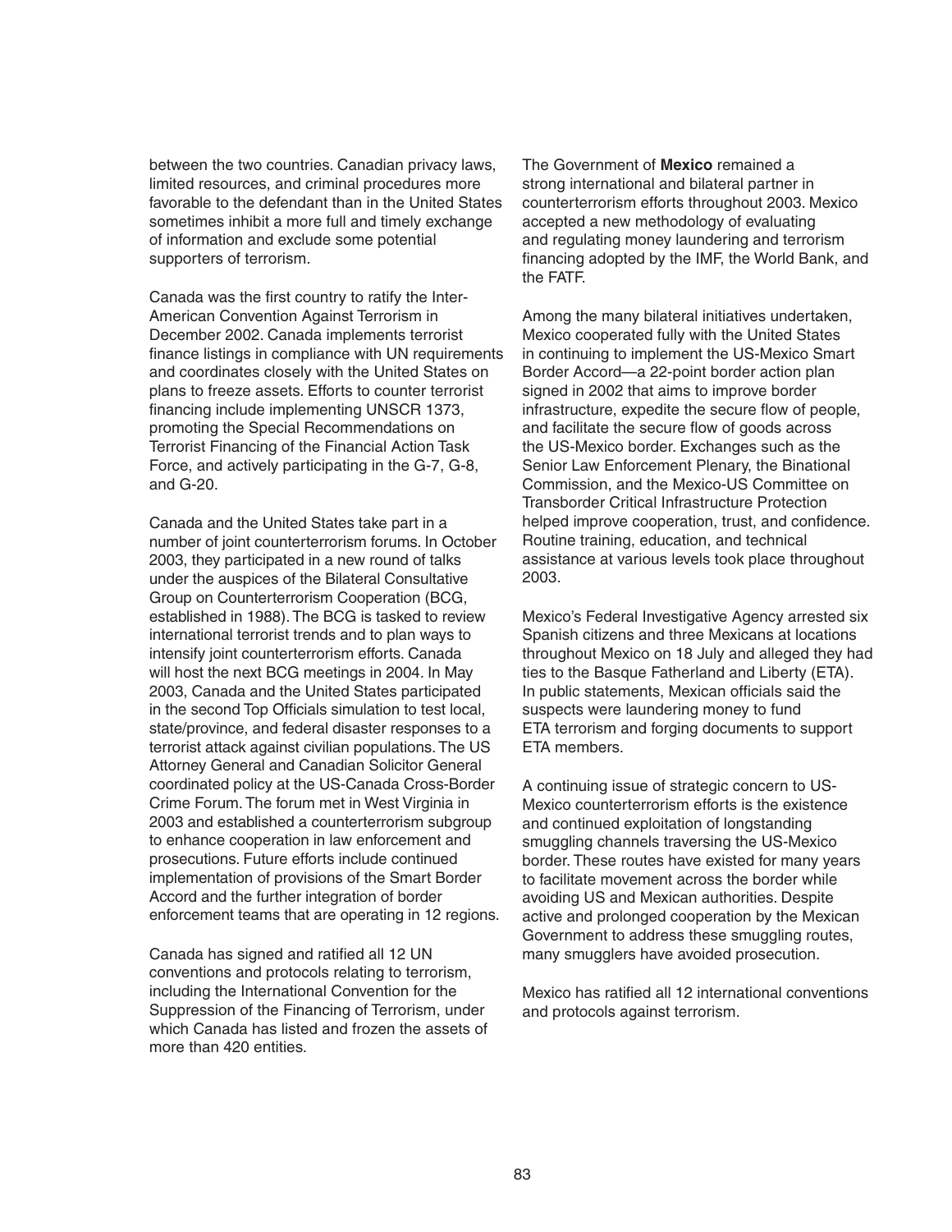between the two countries. Canadian privacy laws, limited resources, and criminal procedures more favorable to the defendant than in the United States sometimes inhibit a more full and timely exchange of information and exclude some potential supporters of terrorism.

Canada was the first country to ratify the Inter-American Convention Against Terrorism in December 2002. Canada implements terrorist finance listings in compliance with UN requirements and coordinates closely with the United States on plans to freeze assets. Efforts to counter terrorist financing include implementing UNSCR 1373, promoting the Special Recommendations on Terrorist Financing of the Financial Action Task Force, and actively participating in the G-7, G-8, and G-20.

Canada and the United States take part in a number of joint counterterrorism forums. In October 2003, they participated in a new round of talks under the auspices of the Bilateral Consultative Group on Counterterrorism Cooperation (BCG, established in 1988). The BCG is tasked to review international terrorist trends and to plan ways to intensify joint counterterrorism efforts. Canada will host the next BCG meetings in 2004. In May 2003, Canada and the United States participated in the second Top Officials simulation to test local, state/province, and federal disaster responses to a terrorist attack against civilian populations. The US Attorney General and Canadian Solicitor General coordinated policy at the US-Canada Cross-Border Crime Forum. The forum met in West Virginia in 2003 and established a counterterrorism subgroup to enhance cooperation in law enforcement and prosecutions. Future efforts include continued implementation of provisions of the Smart Border Accord and the further integration of border enforcement teams that are operating in 12 regions.

Canada has signed and ratified all 12 UN conventions and protocols relating to terrorism, including the International Convention for the Suppression of the Financing of Terrorism, under which Canada has listed and frozen the assets of more than 420 entities.

The Government of **Mexico** remained a strong international and bilateral partner in counterterrorism efforts throughout 2003. Mexico accepted a new methodology of evaluating and regulating money laundering and terrorism financing adopted by the IMF, the World Bank, and the FATF.

Among the many bilateral initiatives undertaken, Mexico cooperated fully with the United States in continuing to implement the US-Mexico Smart Border Accord—a 22-point border action plan signed in 2002 that aims to improve border infrastructure, expedite the secure flow of people, and facilitate the secure flow of goods across the US-Mexico border. Exchanges such as the Senior Law Enforcement Plenary, the Binational Commission, and the Mexico-US Committee on Transborder Critical Infrastructure Protection helped improve cooperation, trust, and confidence. Routine training, education, and technical assistance at various levels took place throughout 2003.

Mexico's Federal Investigative Agency arrested six Spanish citizens and three Mexicans at locations throughout Mexico on 18 July and alleged they had ties to the Basque Fatherland and Liberty (ETA). In public statements, Mexican officials said the suspects were laundering money to fund ETA terrorism and forging documents to support ETA members.

A continuing issue of strategic concern to US-Mexico counterterrorism efforts is the existence and continued exploitation of longstanding smuggling channels traversing the US-Mexico border. These routes have existed for many years to facilitate movement across the border while avoiding US and Mexican authorities. Despite active and prolonged cooperation by the Mexican Government to address these smuggling routes, many smugglers have avoided prosecution.

Mexico has ratified all 12 international conventions and protocols against terrorism.